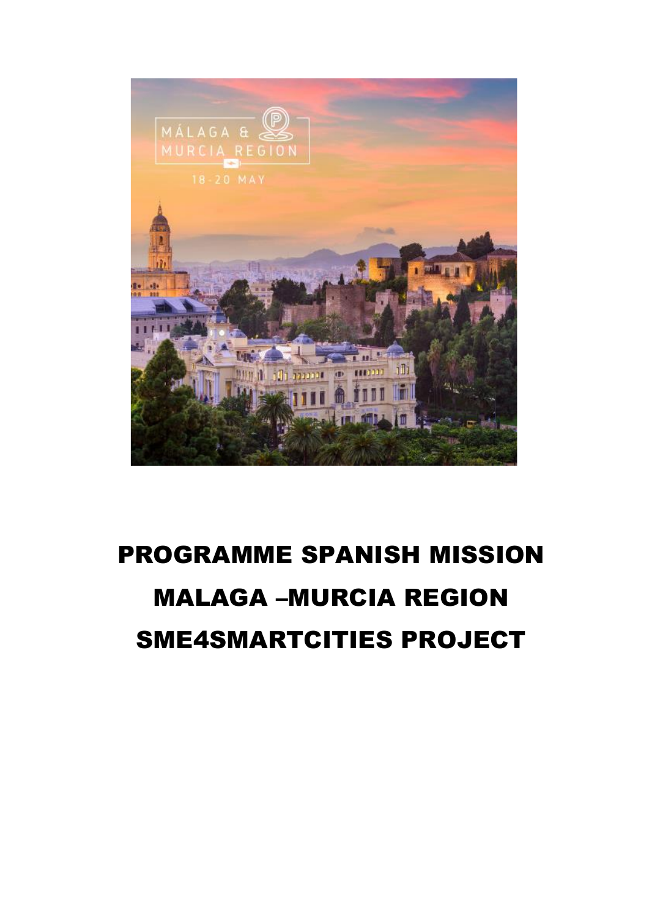# PROGRAMME SPANISH MISSION MALAGA –MURCIA REGION SME4SMARTCITIES PROJECT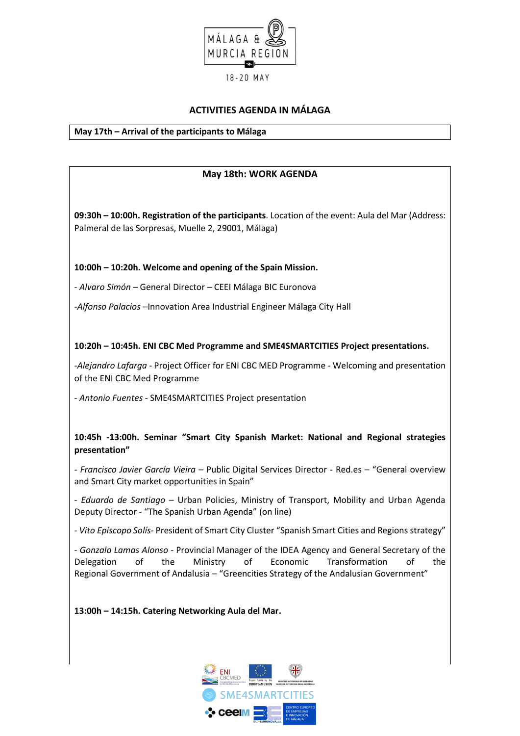MÁLAGA & MURCIA REGION

18-20 MAY

## ACTIVITIES AGENDA IN MÁLAGA

**May 17th – Arrival of the participants to Málaga**

### May 18th: WORK AGENDA

**09:30h – 10:00h. Registration of the participants**. Location of the event: Aula del Mar (Address: Palmeral de las Sorpresas, Muelle 2, 29001, Málaga)

**10:00h – 10:20h. Welcome and opening of the Spain Mission.**

- *Alvaro Simón* – General Director – CEEI Málaga BIC Euronova

-*Alfonso Palacios* –Innovation Area Industrial Engineer Málaga City Hall

**10:20h – 10:45h. ENI CBC Med Programme and SME4SMARTCITIES Project presentations.**

-*Alejandro Lafarga* - Project Officer for ENI CBC MED Programme - Welcoming and presentation of the ENI CBC Med Programme

- *Antonio Fuentes* - SME4SMARTCITIES Project presentation

**10:45h -13:00h. Seminar "Smart City Spanish Market: National and Regional strategies presentation"**

- *Francisco Javier García Vieira* – Public Digital Services Director - Red.es – "General overview and Smart City market opportunities in Spain"

- *Eduardo de Santiago* – Urban Policies, Ministry of Transport, Mobility and Urban Agenda Deputy Director - "The Spanish Urban Agenda" (on line)

- *Vito Epíscopo Solís*- President of Smart City Cluster "Spanish Smart Cities and Regions strategy"

- *Gonzalo Lamas Alonso* - Provincial Manager of the IDEA Agency and General Secretary of the Delegation of the Ministry of Economic Transformation of the Regional Government of Andalusia – "Greencities Strategy of the Andalusian Government"

**13:00h – 14:15h. Catering Networking Aula del Mar.**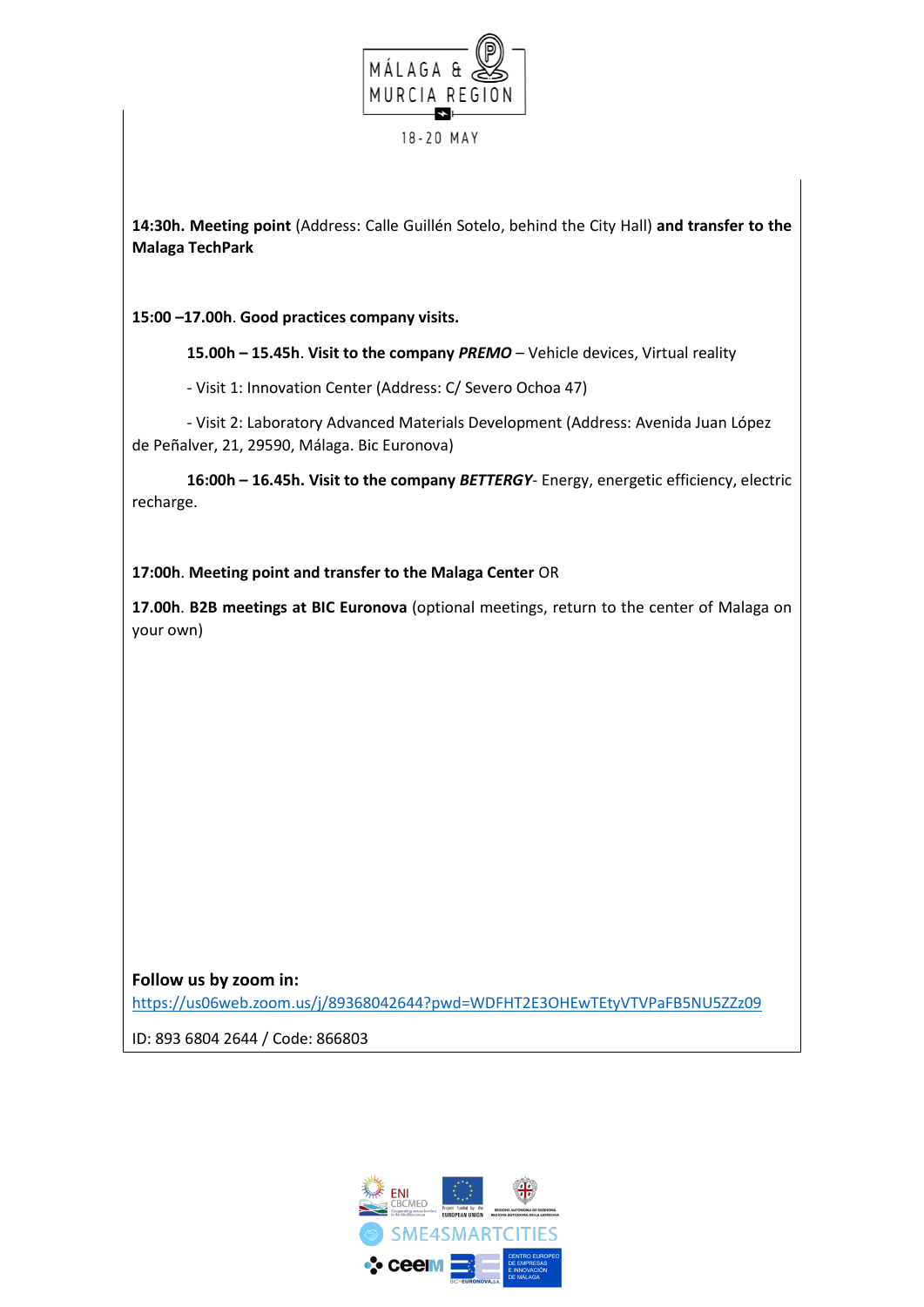**14:30h. Meeting point** (Address: Calle Guillén Sotelo, behind the City Hall) **and transfer to the Malaga TechPark**

**15:00 –17.00h**. **Good practices company visits.**

**15.00h – 15.45h**. **Visit to the company *PREMO*** – Vehicle devices, Virtual reality

- Visit 1: Innovation Center (Address: C/ Severo Ochoa 47)

- Visit 2: Laboratory Advanced Materials Development (Address: Avenida Juan López de Peñalver, 21, 29590, Málaga. Bic Euronova)

**16:00h – 16.45h. Visit to the company *BETTERGY***- Energy, energetic efficiency, electric recharge.

**17:00h**. **Meeting point and transfer to the Malaga Center** OR

**17.00h**. **B2B meetings at BIC Euronova** (optional meetings, return to the center of Malaga on your own)

**Follow us by zoom in:**
https://us06web.zoom.us/j/89368042644?pwd=WDFHT2E3OHEwTEtyVTVPaFB5NU5ZZz09

ID: 893 6804 2644 / Code: 866803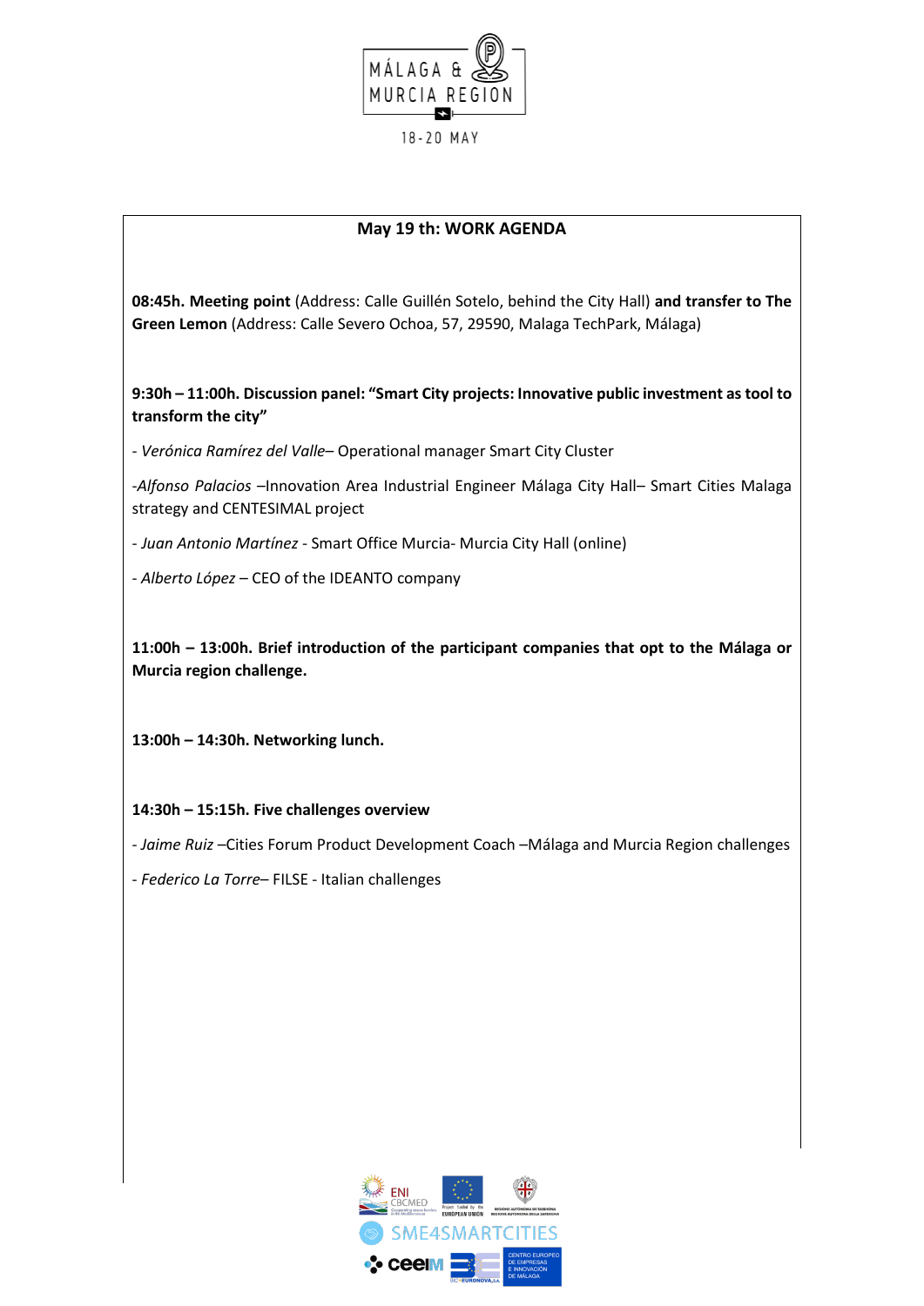## May 19 th: WORK AGENDA

**08:45h. Meeting point** (Address: Calle Guillén Sotelo, behind the City Hall) **and transfer to The Green Lemon** (Address: Calle Severo Ochoa, 57, 29590, Malaga TechPark, Málaga)

**9:30h – 11:00h. Discussion panel: "Smart City projects: Innovative public investment as tool to transform the city"**

- *Verónica Ramírez del Valle*– Operational manager Smart City Cluster

-*Alfonso Palacios* –Innovation Area Industrial Engineer Málaga City Hall– Smart Cities Malaga strategy and CENTESIMAL project

- *Juan Antonio Martínez* - Smart Office Murcia- Murcia City Hall (online)

- *Alberto López* – CEO of the IDEANTO company

**11:00h – 13:00h. Brief introduction of the participant companies that opt to the Málaga or Murcia region challenge.**

**13:00h – 14:30h. Networking lunch.**

**14:30h – 15:15h. Five challenges overview**

- *Jaime Ruiz* –Cities Forum Product Development Coach –Málaga and Murcia Region challenges

- *Federico La Torre*– FILSE - Italian challenges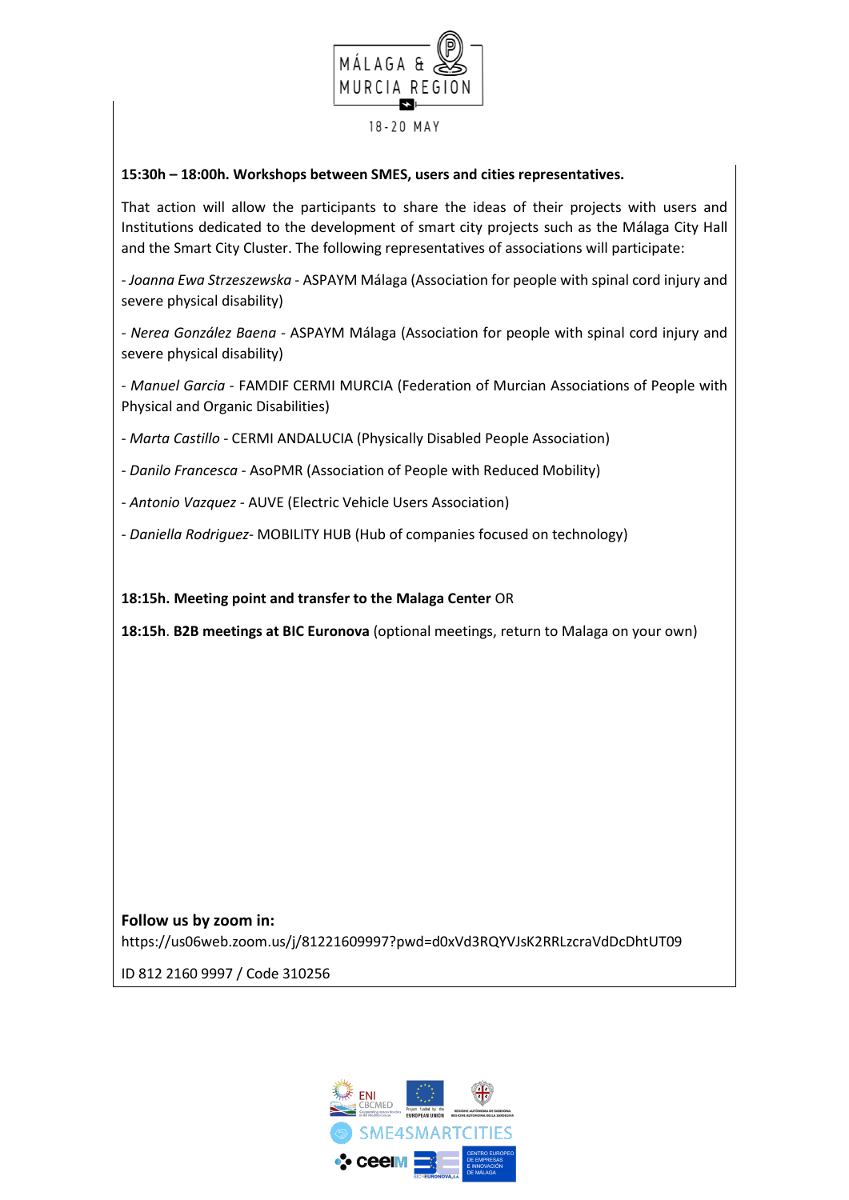**15:30h – 18:00h. Workshops between SMES, users and cities representatives.**

That action will allow the participants to share the ideas of their projects with users and Institutions dedicated to the development of smart city projects such as the Málaga City Hall and the Smart City Cluster. The following representatives of associations will participate:

- *Joanna Ewa Strzeszewska* - ASPAYM Málaga (Association for people with spinal cord injury and severe physical disability)

- *Nerea González Baena* - ASPAYM Málaga (Association for people with spinal cord injury and severe physical disability)

- *Manuel Garcia* - FAMDIF CERMI MURCIA (Federation of Murcian Associations of People with Physical and Organic Disabilities)

- *Marta Castillo* - CERMI ANDALUCIA (Physically Disabled People Association)

- *Danilo Francesca* - AsoPMR (Association of People with Reduced Mobility)

- *Antonio Vazquez* - AUVE (Electric Vehicle Users Association)

- *Daniella Rodriguez*- MOBILITY HUB (Hub of companies focused on technology)

**18:15h. Meeting point and transfer to the Malaga Center** OR

**18:15h**. **B2B meetings at BIC Euronova** (optional meetings, return to Malaga on your own)

**Follow us by zoom in:**
https://us06web.zoom.us/j/81221609997?pwd=d0xVd3RQYVJsK2RRLzcraVdDcDhtUT09

ID 812 2160 9997 / Code 310256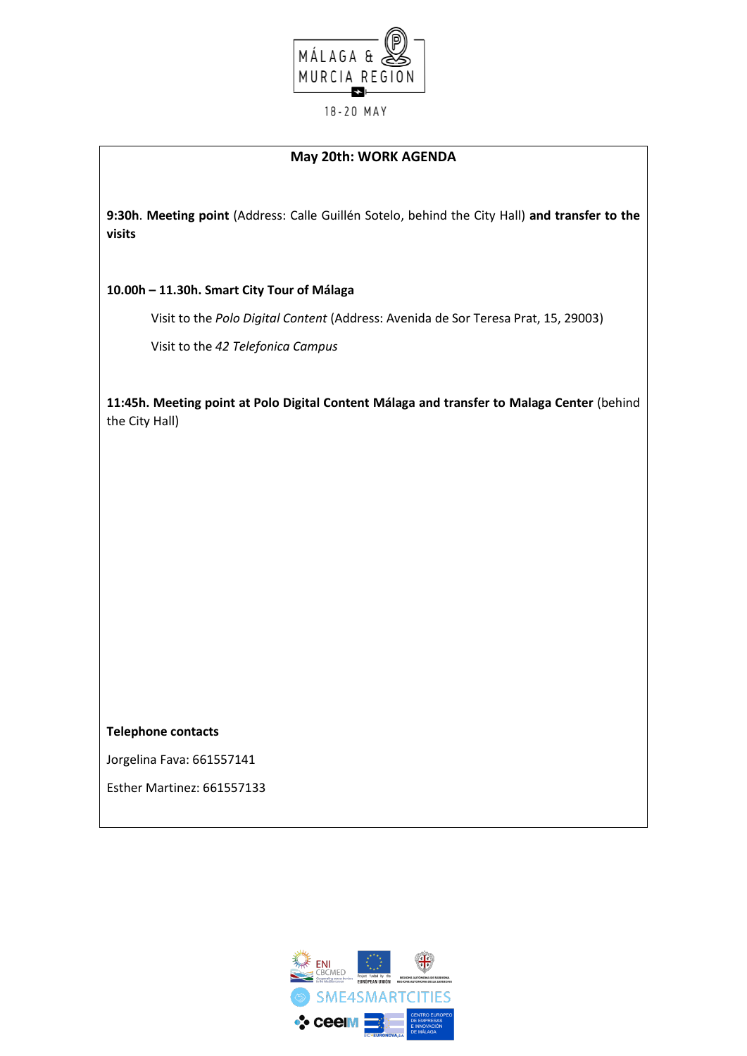MÁLAGA & MURCIA REGION

18-20 MAY

## May 20th: WORK AGENDA

**9:30h**. **Meeting point** (Address: Calle Guillén Sotelo, behind the City Hall) **and transfer to the visits**

**10.00h – 11.30h. Smart City Tour of Málaga**

Visit to the *Polo Digital Content* (Address: Avenida de Sor Teresa Prat, 15, 29003)

Visit to the *42 Telefonica Campus*

**11:45h. Meeting point at Polo Digital Content Málaga and transfer to Malaga Center** (behind the City Hall)

**Telephone contacts**

Jorgelina Fava: 661557141

Esther Martinez: 661557133

ENI CBCMED

SME4SMARTCITIES

ceeim

CENTRO EUROPEO DE EMPRESAS E INNOVACIÓN DE MÁLAGA